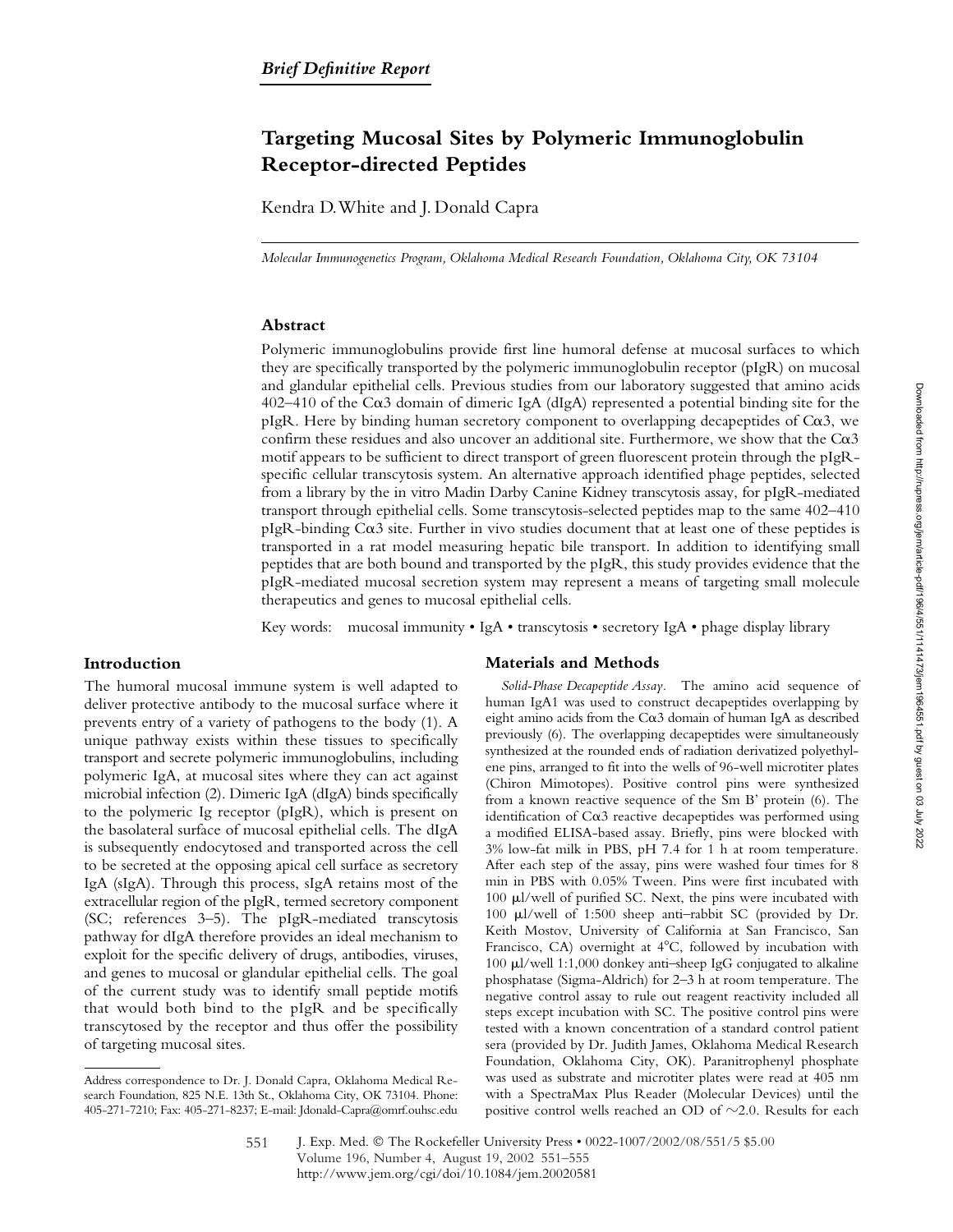*Brief Definitive Report*

# Targeting Mucosal Sites by Polymeric Immunoglobulin Receptor-directed Peptides

Kendra D. White and J. Donald Capra

*Molecular Immunogenetics Program, Oklahoma Medical Research Foundation, Oklahoma City, OK 73104*

## Abstract

Polymeric immunoglobulins provide first line humoral defense at mucosal surfaces to which they are specifically transported by the polymeric immunoglobulin receptor (pIgR) on mucosal and glandular epithelial cells. Previous studies from our laboratory suggested that amino acids 402–410 of the Cα3 domain of dimeric IgA (dIgA) represented a potential binding site for the pIgR. Here by binding human secretory component to overlapping decapeptides of Cα3, we confirm these residues and also uncover an additional site. Furthermore, we show that the Cα3 motif appears to be sufficient to direct transport of green fluorescent protein through the pIgR-specific cellular transcytosis system. An alternative approach identified phage peptides, selected from a library by the in vitro Madin Darby Canine Kidney transcytosis assay, for pIgR-mediated transport through epithelial cells. Some transcytosis-selected peptides map to the same 402–410 pIgR-binding Cα3 site. Further in vivo studies document that at least one of these peptides is transported in a rat model measuring hepatic bile transport. In addition to identifying small peptides that are both bound and transported by the pIgR, this study provides evidence that the pIgR-mediated mucosal secretion system may represent a means of targeting small molecule therapeutics and genes to mucosal epithelial cells.

Key words: mucosal immunity • IgA • transcytosis • secretory IgA • phage display library

## Introduction

The humoral mucosal immune system is well adapted to deliver protective antibody to the mucosal surface where it prevents entry of a variety of pathogens to the body (1). A unique pathway exists within these tissues to specifically transport and secrete polymeric immunoglobulins, including polymeric IgA, at mucosal sites where they can act against microbial infection (2). Dimeric IgA (dIgA) binds specifically to the polymeric Ig receptor (pIgR), which is present on the basolateral surface of mucosal epithelial cells. The dIgA is subsequently endocytosed and transported across the cell to be secreted at the opposing apical cell surface as secretory IgA (sIgA). Through this process, sIgA retains most of the extracellular region of the pIgR, termed secretory component (SC; references 3–5). The pIgR-mediated transcytosis pathway for dIgA therefore provides an ideal mechanism to exploit for the specific delivery of drugs, antibodies, viruses, and genes to mucosal or glandular epithelial cells. The goal of the current study was to identify small peptide motifs that would both bind to the pIgR and be specifically transcytosed by the receptor and thus offer the possibility of targeting mucosal sites.

Address correspondence to Dr. J. Donald Capra, Oklahoma Medical Research Foundation, 825 N.E. 13th St., Oklahoma City, OK 73104. Phone: 405-271-7210; Fax: 405-271-8237; E-mail: Jdonald-Capra@omrf.ouhsc.edu

## Materials and Methods

*Solid-Phase Decapeptide Assay.* The amino acid sequence of human IgA1 was used to construct decapeptides overlapping by eight amino acids from the Cα3 domain of human IgA as described previously (6). The overlapping decapeptides were simultaneously synthesized at the rounded ends of radiation derivatized polyethylene pins, arranged to fit into the wells of 96-well microtiter plates (Chiron Mimotopes). Positive control pins were synthesized from a known reactive sequence of the Sm B' protein (6). The identification of Cα3 reactive decapeptides was performed using a modified ELISA-based assay. Briefly, pins were blocked with 3% low-fat milk in PBS, pH 7.4 for 1 h at room temperature. After each step of the assay, pins were washed four times for 8 min in PBS with 0.05% Tween. Pins were first incubated with 100 μl/well of purified SC. Next, the pins were incubated with 100 μl/well of 1:500 sheep anti–rabbit SC (provided by Dr. Keith Mostov, University of California at San Francisco, San Francisco, CA) overnight at 4°C, followed by incubation with 100 μl/well 1:1,000 donkey anti–sheep IgG conjugated to alkaline phosphatase (Sigma-Aldrich) for 2–3 h at room temperature. The negative control assay to rule out reagent reactivity included all steps except incubation with SC. The positive control pins were tested with a known concentration of a standard control patient sera (provided by Dr. Judith James, Oklahoma Medical Research Foundation, Oklahoma City, OK). Paranitrophenyl phosphate was used as substrate and microtiter plates were read at 405 nm with a SpectraMax Plus Reader (Molecular Devices) until the positive control wells reached an OD of ~2.0. Results for each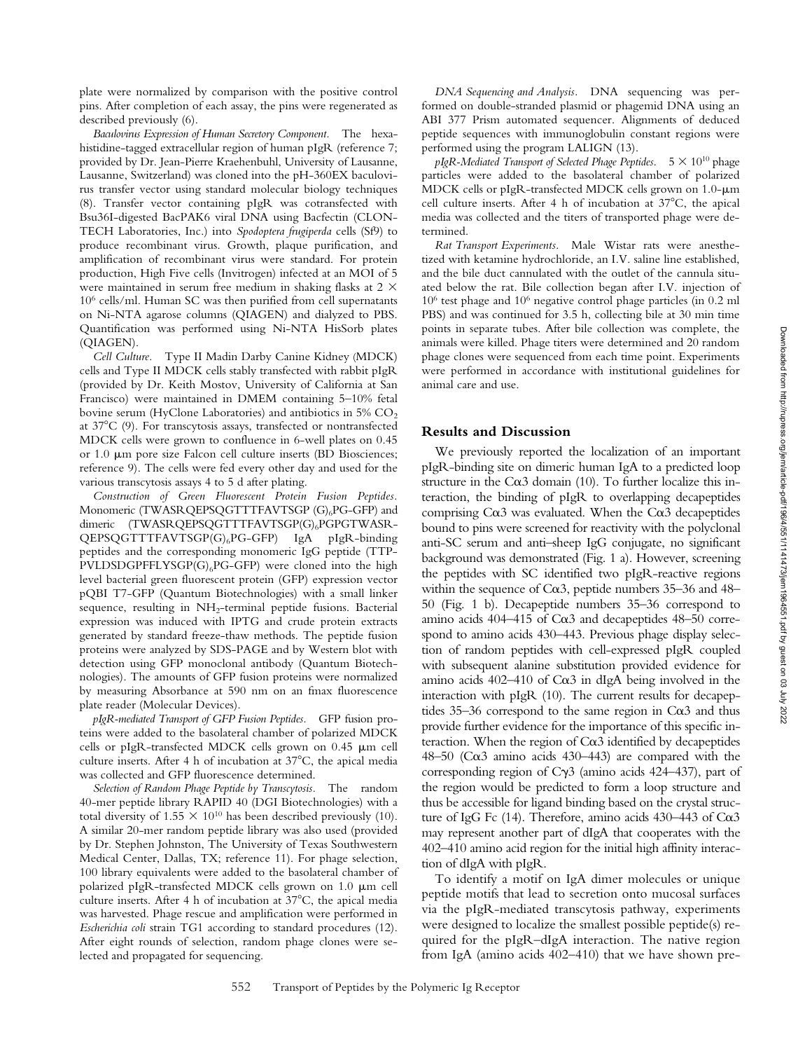plate were normalized by comparison with the positive control pins. After completion of each assay, the pins were regenerated as described previously (6).

*Baculovirus Expression of Human Secretory Component.* The hexahistidine-tagged extracellular region of human pIgR (reference 7; provided by Dr. Jean-Pierre Kraehenbuhl, University of Lausanne, Lausanne, Switzerland) was cloned into the pH-360EX baculovirus transfer vector using standard molecular biology techniques (8). Transfer vector containing pIgR was cotransfected with Bsu36I-digested BacPAK6 viral DNA using Bacfectin (CLONTECH Laboratories, Inc.) into *Spodoptera frugiperda* cells (Sf9) to produce recombinant virus. Growth, plaque purification, and amplification of recombinant virus were standard. For protein production, High Five cells (Invitrogen) infected at an MOI of 5 were maintained in serum free medium in shaking flasks at $2 \times 10^6$ cells/ml. Human SC was then purified from cell supernatants on Ni-NTA agarose columns (QIAGEN) and dialyzed to PBS. Quantification was performed using Ni-NTA HisSorb plates (QIAGEN).

*Cell Culture.* Type II Madin Darby Canine Kidney (MDCK) cells and Type II MDCK cells stably transfected with rabbit pIgR (provided by Dr. Keith Mostov, University of California at San Francisco) were maintained in DMEM containing 5–10% fetal bovine serum (HyClone Laboratories) and antibiotics in 5% $CO_2$ at 37°C (9). For transcytosis assays, transfected or nontransfected MDCK cells were grown to confluence in 6-well plates on 0.45 or 1.0 μm pore size Falcon cell culture inserts (BD Biosciences; reference 9). The cells were fed every other day and used for the various transcytosis assays 4 to 5 d after plating.

*Construction of Green Fluorescent Protein Fusion Peptides.* Monomeric (TWASRQEPSQGTTTFAVTSGP $(G)_6$PG-GFP) and dimeric (TWASRQEPSQGTTTFAVTSGP$(G)_6$PGPGTWASRQEPSQGTTTFAVTSGP$(G)_6$PG-GFP) IgA pIgR-binding peptides and the corresponding monomeric IgG peptide (TTPPVLDSDGPFFLYSGP$(G)_6$PG-GFP) were cloned into the high level bacterial green fluorescent protein (GFP) expression vector pQBI T7-GFP (Quantum Biotechnologies) with a small linker sequence, resulting in $NH_2$-terminal peptide fusions. Bacterial expression was induced with IPTG and crude protein extracts generated by standard freeze-thaw methods. The peptide fusion proteins were analyzed by SDS-PAGE and by Western blot with detection using GFP monoclonal antibody (Quantum Biotechnologies). The amounts of GFP fusion proteins were normalized by measuring Absorbance at 590 nm on an fmax fluorescence plate reader (Molecular Devices).

*pIgR-mediated Transport of GFP Fusion Peptides.* GFP fusion proteins were added to the basolateral chamber of polarized MDCK cells or pIgR-transfected MDCK cells grown on 0.45 μm cell culture inserts. After 4 h of incubation at 37°C, the apical media was collected and GFP fluorescence determined.

*Selection of Random Phage Peptide by Transcytosis.* The random 40-mer peptide library RAPID 40 (DGI Biotechnologies) with a total diversity of $1.55 \times 10^{10}$ has been described previously (10). A similar 20-mer random peptide library was also used (provided by Dr. Stephen Johnston, The University of Texas Southwestern Medical Center, Dallas, TX; reference 11). For phage selection, 100 library equivalents were added to the basolateral chamber of polarized pIgR-transfected MDCK cells grown on 1.0 μm cell culture inserts. After 4 h of incubation at 37°C, the apical media was harvested. Phage rescue and amplification were performed in *Escherichia coli* strain TG1 according to standard procedures (12). After eight rounds of selection, random phage clones were selected and propagated for sequencing.

*DNA Sequencing and Analysis.* DNA sequencing was performed on double-stranded plasmid or phagemid DNA using an ABI 377 Prism automated sequencer. Alignments of deduced peptide sequences with immunoglobulin constant regions were performed using the program LALIGN (13).

*pIgR-Mediated Transport of Selected Phage Peptides.* $5 \times 10^{10}$ phage particles were added to the basolateral chamber of polarized MDCK cells or pIgR-transfected MDCK cells grown on 1.0-μm cell culture inserts. After 4 h of incubation at 37°C, the apical media was collected and the titers of transported phage were determined.

*Rat Transport Experiments.* Male Wistar rats were anesthetized with ketamine hydrochloride, an I.V. saline line established, and the bile duct cannulated with the outlet of the cannula situated below the rat. Bile collection began after I.V. injection of $10^6$ test phage and $10^6$ negative control phage particles (in 0.2 ml PBS) and was continued for 3.5 h, collecting bile at 30 min time points in separate tubes. After bile collection was complete, the animals were killed. Phage titers were determined and 20 random phage clones were sequenced from each time point. Experiments were performed in accordance with institutional guidelines for animal care and use.

## Results and Discussion

We previously reported the localization of an important pIgR-binding site on dimeric human IgA to a predicted loop structure in the Cα3 domain (10). To further localize this interaction, the binding of pIgR to overlapping decapeptides comprising Cα3 was evaluated. When the Cα3 decapeptides bound to pins were screened for reactivity with the polyclonal anti-SC serum and anti–sheep IgG conjugate, no significant background was demonstrated (Fig. 1 a). However, screening the peptides with SC identified two pIgR-reactive regions within the sequence of Cα3, peptide numbers 35–36 and 48–50 (Fig. 1 b). Decapeptide numbers 35–36 correspond to amino acids 404–415 of Cα3 and decapeptides 48–50 correspond to amino acids 430–443. Previous phage display selection of random peptides with cell-expressed pIgR coupled with subsequent alanine substitution provided evidence for amino acids 402–410 of Cα3 in dIgA being involved in the interaction with pIgR (10). The current results for decapeptides 35–36 correspond to the same region in Cα3 and thus provide further evidence for the importance of this specific interaction. When the region of Cα3 identified by decapeptides 48–50 (Cα3 amino acids 430–443) are compared with the corresponding region of Cγ3 (amino acids 424–437), part of the region would be predicted to form a loop structure and thus be accessible for ligand binding based on the crystal structure of IgG Fc (14). Therefore, amino acids 430–443 of Cα3 may represent another part of dIgA that cooperates with the 402–410 amino acid region for the initial high affinity interaction of dIgA with pIgR.

To identify a motif on IgA dimer molecules or unique peptide motifs that lead to secretion onto mucosal surfaces via the pIgR-mediated transcytosis pathway, experiments were designed to localize the smallest possible peptide(s) required for the pIgR–dIgA interaction. The native region from IgA (amino acids 402–410) that we have shown pre-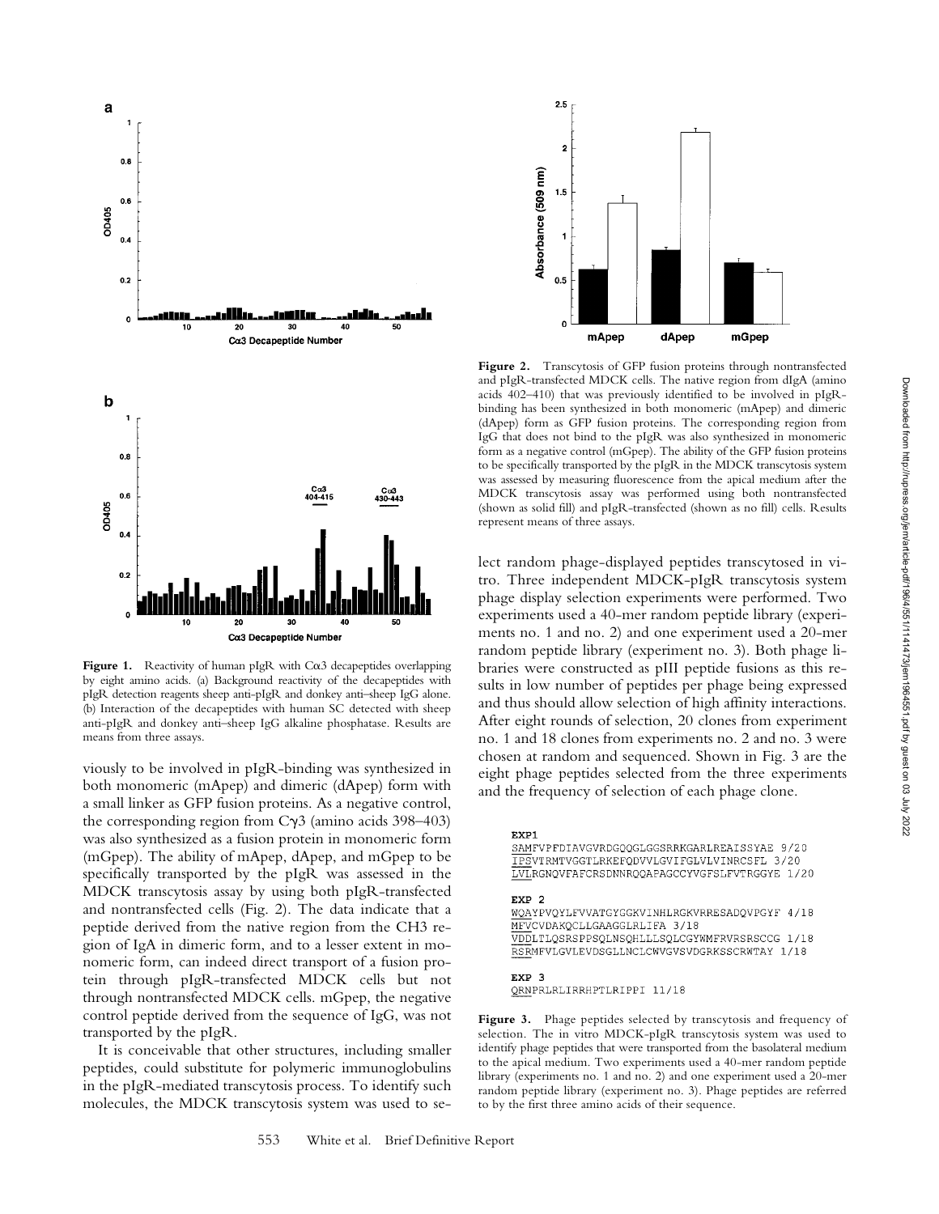Figure 1. Reactivity of human pIgR with Cα3 decapeptides overlapping by eight amino acids. (a) Background reactivity of the decapeptides with pIgR detection reagents sheep anti-pIgR and donkey anti–sheep IgG alone. (b) Interaction of the decapeptides with human SC detected with sheep anti-pIgR and donkey anti–sheep IgG alkaline phosphatase. Results are means from three assays.

viously to be involved in pIgR-binding was synthesized in both monomeric (mApep) and dimeric (dApep) form with a small linker as GFP fusion proteins. As a negative control, the corresponding region from Cγ3 (amino acids 398–403) was also synthesized as a fusion protein in monomeric form (mGpep). The ability of mApep, dApep, and mGpep to be specifically transported by the pIgR was assessed in the MDCK transcytosis assay by using both pIgR-transfected and nontransfected cells (Fig. 2). The data indicate that a peptide derived from the native region from the CH3 region of IgA in dimeric form, and to a lesser extent in monomeric form, can indeed direct transport of a fusion protein through pIgR-transfected MDCK cells but not through nontransfected MDCK cells. mGpep, the negative control peptide derived from the sequence of IgG, was not transported by the pIgR.

It is conceivable that other structures, including smaller peptides, could substitute for polymeric immunoglobulins in the pIgR-mediated transcytosis process. To identify such molecules, the MDCK transcytosis system was used to select random phage-displayed peptides transcytosed in vitro. Three independent MDCK-pIgR transcytosis system phage display selection experiments were performed. Two experiments used a 40-mer random peptide library (experiments no. 1 and no. 2) and one experiment used a 20-mer random peptide library (experiment no. 3). Both phage libraries were constructed as pIII peptide fusions as this results in low number of peptides per phage being expressed and thus should allow selection of high affinity interactions. After eight rounds of selection, 20 clones from experiment no. 1 and 18 clones from experiments no. 2 and no. 3 were chosen at random and sequenced. Shown in Fig. 3 are the eight phage peptides selected from the three experiments and the frequency of selection of each phage clone.

Figure 2. Transcytosis of GFP fusion proteins through nontransfected and pIgR-transfected MDCK cells. The native region from dIgA (amino acids 402–410) that was previously identified to be involved in pIgR-binding has been synthesized in both monomeric (mApep) and dimeric (dApep) form as GFP fusion proteins. The corresponding region from IgG that does not bind to the pIgR was also synthesized in monomeric form as a negative control (mGpep). The ability of the GFP fusion proteins to be specifically transported by the pIgR in the MDCK transcytosis system was assessed by measuring fluorescence from the apical medium after the MDCK transcytosis assay was performed using both nontransfected (shown as solid fill) and pIgR-transfected (shown as no fill) cells. Results represent means of three assays.

```
EXP1
SAMFVPFDIAVGVRDGQQGLGGSRRKGARLREAISSYAE 9/20
IPSVTRMTVGGTLRKEFQDVVLGVIFGLVLVINRCSFL 3/20
LVLRGNQVFAFCRSDNNRQQAPAGCCYVGFSLFVTRGGYE 1/20

EXP 2
WQAYPVQYLFVVATGYGGKVINHLRGKVRRESADQVPGYF 4/18
MFVCVDAKQCLLGAAGGLRLIFA 3/18
VDDLTLQSRSPPSQLNSQHLLLSQLCGYWMFRVRSRSCCG 1/18
RSRMFVLGVLEVDSGLLNCLCWVGVSVDGRKSSCRWTAY 1/18

EXP 3
QRNPRLRLIRRHPTLRIPPI 11/18
```

Figure 3. Phage peptides selected by transcytosis and frequency of selection. The in vitro MDCK-pIgR transcytosis system was used to identify phage peptides that were transported from the basolateral medium to the apical medium. Two experiments used a 40-mer random peptide library (experiments no. 1 and no. 2) and one experiment used a 20-mer random peptide library (experiment no. 3). Phage peptides are referred to by the first three amino acids of their sequence.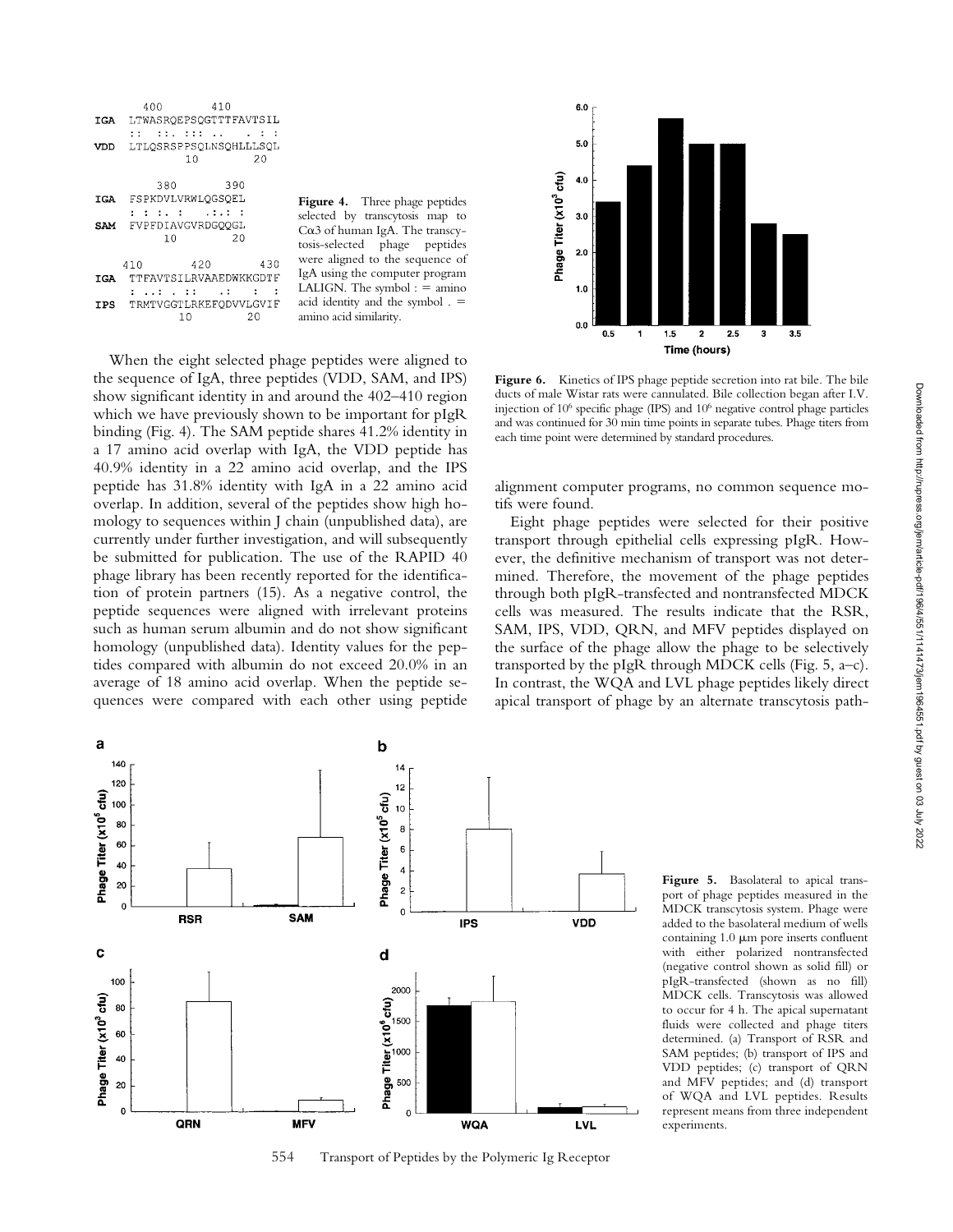```
      400       410
IGA  LTWASRQEPSQGTTTFAVTSIL
     :: ::. ::: ..   . : :
VDD  LTLQSRSPPSQLNSQHLLLSQL
             10        20

       380       390
IGA  FSPKDVLVRWLQGSQEL
     : : :. :    .:.: :
SAM  FVPFDIAVGVRDGQQGL
         10        20

   410       420       430
IGA  TTFAVTSILRVAAEDWKKGDTF
     : ..: . ::    .:   :  :
IPS  TRMTVGGTLRKEFQDVVLGVIF
             10        20
```

**Figure 4.** Three phage peptides selected by transcytosis map to Cα3 of human IgA. The transcytosis-selected phage peptides were aligned to the sequence of IgA using the computer program LALIGN. The symbol : = amino acid identity and the symbol . = amino acid similarity.

When the eight selected phage peptides were aligned to the sequence of IgA, three peptides (VDD, SAM, and IPS) show significant identity in and around the 402–410 region which we have previously shown to be important for pIgR binding (Fig. 4). The SAM peptide shares 41.2% identity in a 17 amino acid overlap with IgA, the VDD peptide has 40.9% identity in a 22 amino acid overlap, and the IPS peptide has 31.8% identity with IgA in a 22 amino acid overlap. In addition, several of the peptides show high homology to sequences within J chain (unpublished data), are currently under further investigation, and will subsequently be submitted for publication. The use of the RAPID 40 phage library has been recently reported for the identification of protein partners (15). As a negative control, the peptide sequences were aligned with irrelevant proteins such as human serum albumin and do not show significant homology (unpublished data). Identity values for the peptides compared with albumin do not exceed 20.0% in an average of 18 amino acid overlap. When the peptide sequences were compared with each other using peptide alignment computer programs, no common sequence motifs were found.

**Figure 6.** Kinetics of IPS phage peptide secretion into rat bile. The bile ducts of male Wistar rats were cannulated. Bile collection began after I.V. injection of $10^6$ specific phage (IPS) and $10^6$ negative control phage particles and was continued for 30 min time points in separate tubes. Phage titers from each time point were determined by standard procedures.

Eight phage peptides were selected for their positive transport through epithelial cells expressing pIgR. However, the definitive mechanism of transport was not determined. Therefore, the movement of the phage peptides through both pIgR-transfected and nontransfected MDCK cells was measured. The results indicate that the RSR, SAM, IPS, VDD, QRN, and MFV peptides displayed on the surface of the phage allow the phage to be selectively transported by the pIgR through MDCK cells (Fig. 5, a–c). In contrast, the WQA and LVL phage peptides likely direct apical transport of phage by an alternate transcytosis path-

**Figure 5.** Basolateral to apical transport of phage peptides measured in the MDCK transcytosis system. Phage were added to the basolateral medium of wells containing 1.0 μm pore inserts confluent with either polarized nontransfected (negative control shown as solid fill) or pIgR-transfected (shown as no fill) MDCK cells. Transcytosis was allowed to occur for 4 h. The apical supernatant fluids were collected and phage titers determined. (a) Transport of RSR and SAM peptides; (b) transport of IPS and VDD peptides; (c) transport of QRN and MFV peptides; and (d) transport of WQA and LVL peptides. Results represent means from three independent experiments.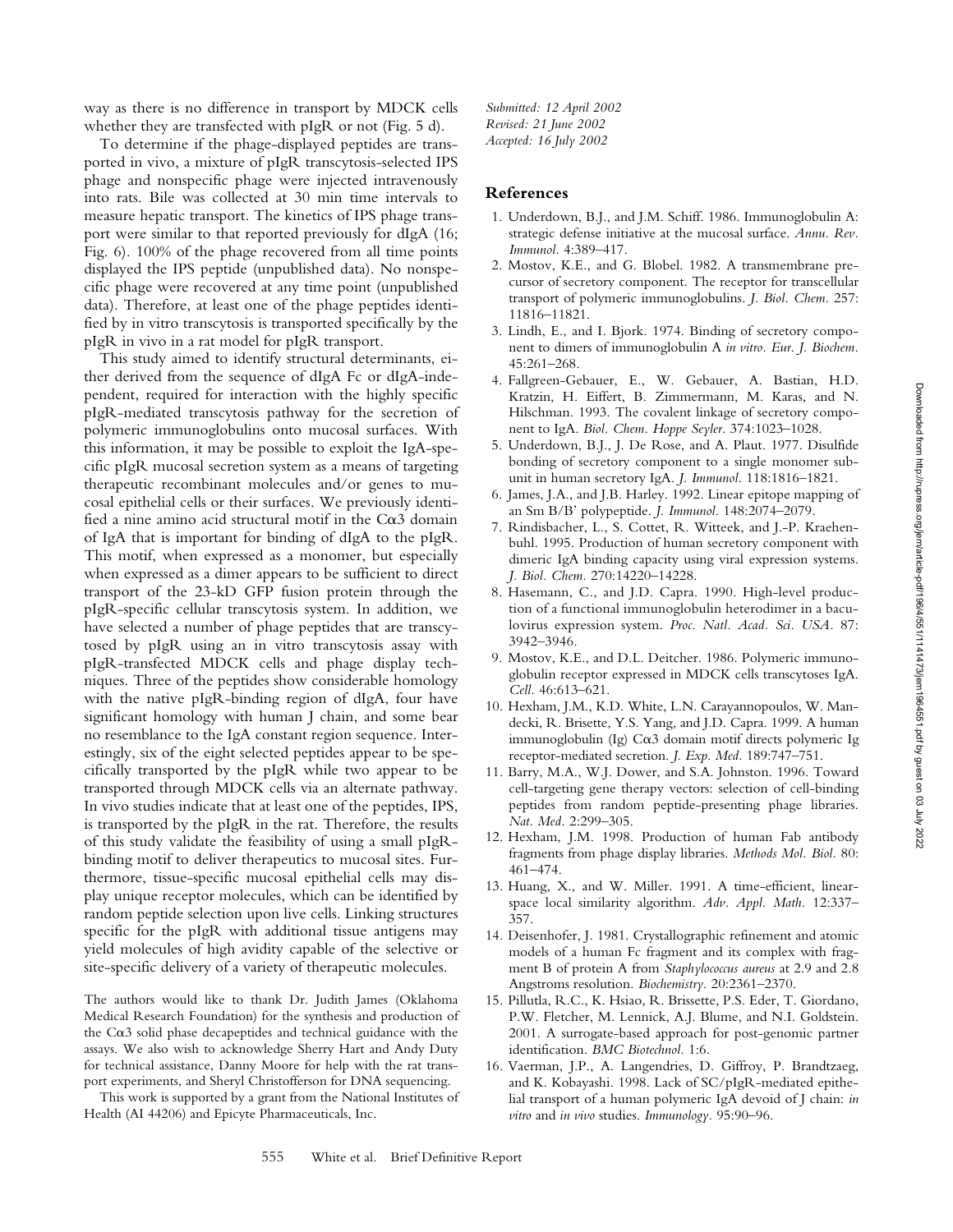way as there is no difference in transport by MDCK cells whether they are transfected with pIgR or not (Fig. 5 d).

To determine if the phage-displayed peptides are transported in vivo, a mixture of pIgR transcytosis-selected IPS phage and nonspecific phage were injected intravenously into rats. Bile was collected at 30 min time intervals to measure hepatic transport. The kinetics of IPS phage transport were similar to that reported previously for dIgA (16; Fig. 6). 100% of the phage recovered from all time points displayed the IPS peptide (unpublished data). No nonspecific phage were recovered at any time point (unpublished data). Therefore, at least one of the phage peptides identified by in vitro transcytosis is transported specifically by the pIgR in vivo in a rat model for pIgR transport.

This study aimed to identify structural determinants, either derived from the sequence of dIgA Fc or dIgA-independent, required for interaction with the highly specific pIgR-mediated transcytosis pathway for the secretion of polymeric immunoglobulins onto mucosal surfaces. With this information, it may be possible to exploit the IgA-specific pIgR mucosal secretion system as a means of targeting therapeutic recombinant molecules and/or genes to mucosal epithelial cells or their surfaces. We previously identified a nine amino acid structural motif in the Cα3 domain of IgA that is important for binding of dIgA to the pIgR. This motif, when expressed as a monomer, but especially when expressed as a dimer appears to be sufficient to direct transport of the 23-kD GFP fusion protein through the pIgR-specific cellular transcytosis system. In addition, we have selected a number of phage peptides that are transcytosed by pIgR using an in vitro transcytosis assay with pIgR-transfected MDCK cells and phage display techniques. Three of the peptides show considerable homology with the native pIgR-binding region of dIgA, four have significant homology with human J chain, and some bear no resemblance to the IgA constant region sequence. Interestingly, six of the eight selected peptides appear to be specifically transported by the pIgR while two appear to be transported through MDCK cells via an alternate pathway. In vivo studies indicate that at least one of the peptides, IPS, is transported by the pIgR in the rat. Therefore, the results of this study validate the feasibility of using a small pIgR-binding motif to deliver therapeutics to mucosal sites. Furthermore, tissue-specific mucosal epithelial cells may display unique receptor molecules, which can be identified by random peptide selection upon live cells. Linking structures specific for the pIgR with additional tissue antigens may yield molecules of high avidity capable of the selective or site-specific delivery of a variety of therapeutic molecules.

The authors would like to thank Dr. Judith James (Oklahoma Medical Research Foundation) for the synthesis and production of the Cα3 solid phase decapeptides and technical guidance with the assays. We also wish to acknowledge Sherry Hart and Andy Duty for technical assistance, Danny Moore for help with the rat transport experiments, and Sheryl Christofferson for DNA sequencing.

This work is supported by a grant from the National Institutes of Health (AI 44206) and Epicyte Pharmaceuticals, Inc.

*Submitted: 12 April 2002*
*Revised: 21 June 2002*
*Accepted: 16 July 2002*

## References

1. Underdown, B.J., and J.M. Schiff. 1986. Immunoglobulin A: strategic defense initiative at the mucosal surface. *Annu. Rev. Immunol.* 4:389–417.
2. Mostov, K.E., and G. Blobel. 1982. A transmembrane precursor of secretory component. The receptor for transcellular transport of polymeric immunoglobulins. *J. Biol. Chem.* 257: 11816–11821.
3. Lindh, E., and I. Bjork. 1974. Binding of secretory component to dimers of immunoglobulin A *in vitro*. *Eur. J. Biochem.* 45:261–268.
4. Fallgreen-Gebauer, E., W. Gebauer, A. Bastian, H.D. Kratzin, H. Eiffert, B. Zimmermann, M. Karas, and N. Hilschman. 1993. The covalent linkage of secretory component to IgA. *Biol. Chem. Hoppe Seyler.* 374:1023–1028.
5. Underdown, B.J., J. De Rose, and A. Plaut. 1977. Disulfide bonding of secretory component to a single monomer subunit in human secretory IgA. *J. Immunol.* 118:1816–1821.
6. James, J.A., and J.B. Harley. 1992. Linear epitope mapping of an Sm B/B' polypeptide. *J. Immunol.* 148:2074–2079.
7. Rindisbacher, L., S. Cottet, R. Witteek, and J.-P. Kraehenbuhl. 1995. Production of human secretory component with dimeric IgA binding capacity using viral expression systems. *J. Biol. Chem.* 270:14220–14228.
8. Hasemann, C., and J.D. Capra. 1990. High-level production of a functional immunoglobulin heterodimer in a baculovirus expression system. *Proc. Natl. Acad. Sci. USA.* 87: 3942–3946.
9. Mostov, K.E., and D.L. Deitcher. 1986. Polymeric immunoglobulin receptor expressed in MDCK cells transcytoses IgA. *Cell.* 46:613–621.
10. Hexham, J.M., K.D. White, L.N. Carayannopoulos, W. Mandecki, R. Brisette, Y.S. Yang, and J.D. Capra. 1999. A human immunoglobulin (Ig) Cα3 domain motif directs polymeric Ig receptor-mediated secretion. *J. Exp. Med.* 189:747–751.
11. Barry, M.A., W.J. Dower, and S.A. Johnston. 1996. Toward cell-targeting gene therapy vectors: selection of cell-binding peptides from random peptide-presenting phage libraries. *Nat. Med.* 2:299–305.
12. Hexham, J.M. 1998. Production of human Fab antibody fragments from phage display libraries. *Methods Mol. Biol.* 80: 461–474.
13. Huang, X., and W. Miller. 1991. A time-efficient, linear-space local similarity algorithm. *Adv. Appl. Math.* 12:337–357.
14. Deisenhofer, J. 1981. Crystallographic refinement and atomic models of a human Fc fragment and its complex with fragment B of protein A from *Staphylococcus aureus* at 2.9 and 2.8 Angstroms resolution. *Biochemistry.* 20:2361–2370.
15. Pillutla, R.C., K. Hsiao, R. Brissette, P.S. Eder, T. Giordano, P.W. Fletcher, M. Lennick, A.J. Blume, and N.I. Goldstein. 2001. A surrogate-based approach for post-genomic partner identification. *BMC Biotechnol.* 1:6.
16. Vaerman, J.P., A. Langendries, D. Giffroy, P. Brandtzaeg, and K. Kobayashi. 1998. Lack of SC/pIgR-mediated epithelial transport of a human polymeric IgA devoid of J chain: *in vitro* and *in vivo* studies. *Immunology.* 95:90–96.